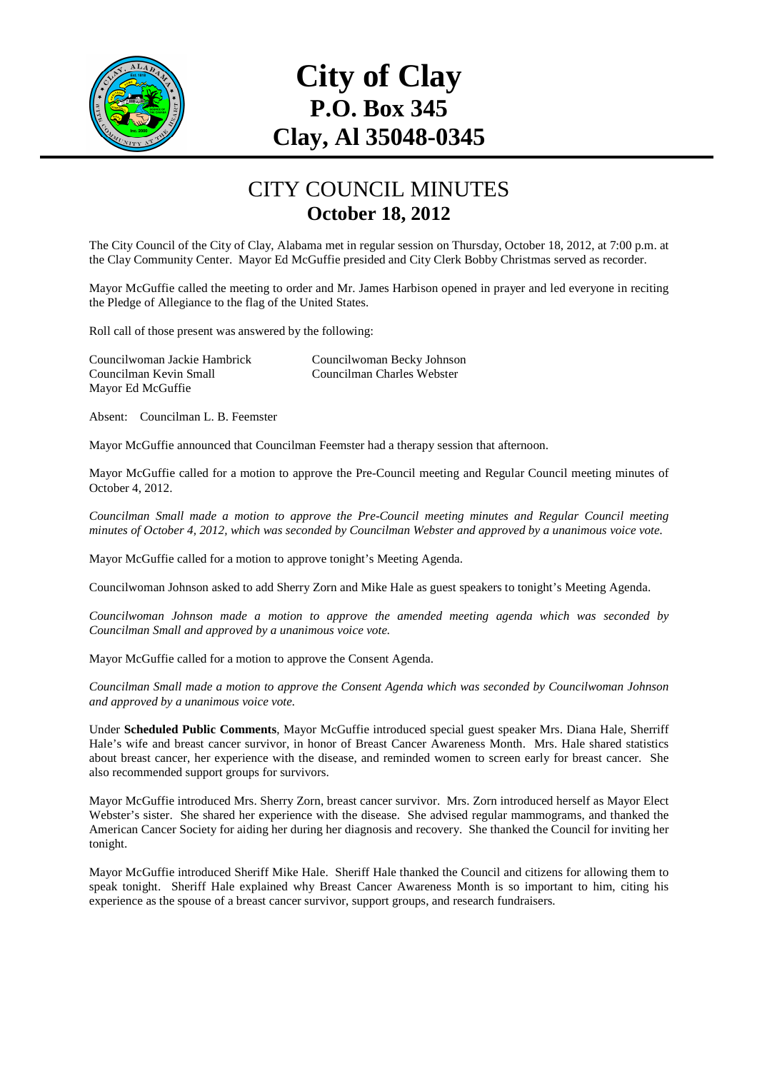# City of Clay
## P.O. Box 345
## Clay, Al 35048-0345

# CITY COUNCIL MINUTES
## October 18, 2012

The City Council of the City of Clay, Alabama met in regular session on Thursday, October 18, 2012, at 7:00 p.m. at the Clay Community Center. Mayor Ed McGuffie presided and City Clerk Bobby Christmas served as recorder.

Mayor McGuffie called the meeting to order and Mr. James Harbison opened in prayer and led everyone in reciting the Pledge of Allegiance to the flag of the United States.

Roll call of those present was answered by the following:

| | |
|---|---|
| Councilwoman Jackie Hambrick | Councilwoman Becky Johnson |
| Councilman Kevin Small | Councilman Charles Webster |
| Mayor Ed McGuffie | |

Absent: Councilman L. B. Feemster

Mayor McGuffie announced that Councilman Feemster had a therapy session that afternoon.

Mayor McGuffie called for a motion to approve the Pre-Council meeting and Regular Council meeting minutes of October 4, 2012.

*Councilman Small made a motion to approve the Pre-Council meeting minutes and Regular Council meeting minutes of October 4, 2012, which was seconded by Councilman Webster and approved by a unanimous voice vote.*

Mayor McGuffie called for a motion to approve tonight's Meeting Agenda.

Councilwoman Johnson asked to add Sherry Zorn and Mike Hale as guest speakers to tonight's Meeting Agenda.

*Councilwoman Johnson made a motion to approve the amended meeting agenda which was seconded by Councilman Small and approved by a unanimous voice vote.*

Mayor McGuffie called for a motion to approve the Consent Agenda.

*Councilman Small made a motion to approve the Consent Agenda which was seconded by Councilwoman Johnson and approved by a unanimous voice vote.*

Under **Scheduled Public Comments**, Mayor McGuffie introduced special guest speaker Mrs. Diana Hale, Sherriff Hale's wife and breast cancer survivor, in honor of Breast Cancer Awareness Month. Mrs. Hale shared statistics about breast cancer, her experience with the disease, and reminded women to screen early for breast cancer. She also recommended support groups for survivors.

Mayor McGuffie introduced Mrs. Sherry Zorn, breast cancer survivor. Mrs. Zorn introduced herself as Mayor Elect Webster's sister. She shared her experience with the disease. She advised regular mammograms, and thanked the American Cancer Society for aiding her during her diagnosis and recovery. She thanked the Council for inviting her tonight.

Mayor McGuffie introduced Sheriff Mike Hale. Sheriff Hale thanked the Council and citizens for allowing them to speak tonight. Sheriff Hale explained why Breast Cancer Awareness Month is so important to him, citing his experience as the spouse of a breast cancer survivor, support groups, and research fundraisers.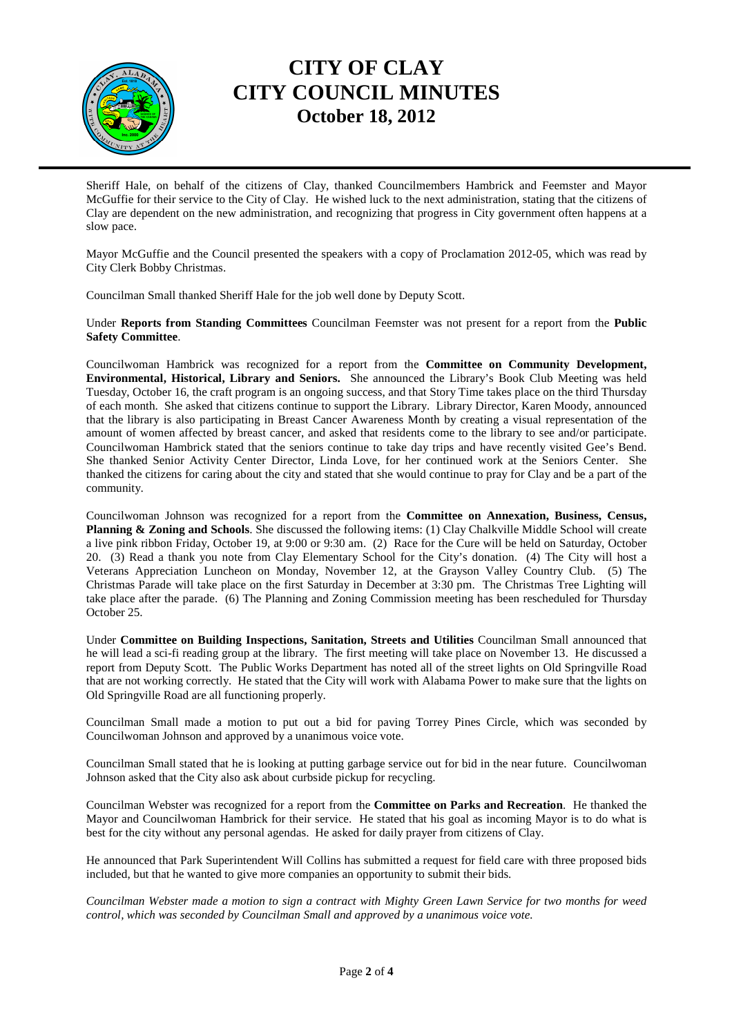# CITY OF CLAY
# CITY COUNCIL MINUTES
## October 18, 2012

Sheriff Hale, on behalf of the citizens of Clay, thanked Councilmembers Hambrick and Feemster and Mayor McGuffie for their service to the City of Clay. He wished luck to the next administration, stating that the citizens of Clay are dependent on the new administration, and recognizing that progress in City government often happens at a slow pace.

Mayor McGuffie and the Council presented the speakers with a copy of Proclamation 2012-05, which was read by City Clerk Bobby Christmas.

Councilman Small thanked Sheriff Hale for the job well done by Deputy Scott.

Under **Reports from Standing Committees** Councilman Feemster was not present for a report from the **Public Safety Committee**.

Councilwoman Hambrick was recognized for a report from the **Committee on Community Development, Environmental, Historical, Library and Seniors.** She announced the Library's Book Club Meeting was held Tuesday, October 16, the craft program is an ongoing success, and that Story Time takes place on the third Thursday of each month. She asked that citizens continue to support the Library. Library Director, Karen Moody, announced that the library is also participating in Breast Cancer Awareness Month by creating a visual representation of the amount of women affected by breast cancer, and asked that residents come to the library to see and/or participate. Councilwoman Hambrick stated that the seniors continue to take day trips and have recently visited Gee's Bend. She thanked Senior Activity Center Director, Linda Love, for her continued work at the Seniors Center. She thanked the citizens for caring about the city and stated that she would continue to pray for Clay and be a part of the community.

Councilwoman Johnson was recognized for a report from the **Committee on Annexation, Business, Census, Planning & Zoning and Schools**. She discussed the following items: (1) Clay Chalkville Middle School will create a live pink ribbon Friday, October 19, at 9:00 or 9:30 am. (2) Race for the Cure will be held on Saturday, October 20. (3) Read a thank you note from Clay Elementary School for the City's donation. (4) The City will host a Veterans Appreciation Luncheon on Monday, November 12, at the Grayson Valley Country Club. (5) The Christmas Parade will take place on the first Saturday in December at 3:30 pm. The Christmas Tree Lighting will take place after the parade. (6) The Planning and Zoning Commission meeting has been rescheduled for Thursday October 25.

Under **Committee on Building Inspections, Sanitation, Streets and Utilities** Councilman Small announced that he will lead a sci-fi reading group at the library. The first meeting will take place on November 13. He discussed a report from Deputy Scott. The Public Works Department has noted all of the street lights on Old Springville Road that are not working correctly. He stated that the City will work with Alabama Power to make sure that the lights on Old Springville Road are all functioning properly.

Councilman Small made a motion to put out a bid for paving Torrey Pines Circle, which was seconded by Councilwoman Johnson and approved by a unanimous voice vote.

Councilman Small stated that he is looking at putting garbage service out for bid in the near future. Councilwoman Johnson asked that the City also ask about curbside pickup for recycling.

Councilman Webster was recognized for a report from the **Committee on Parks and Recreation**. He thanked the Mayor and Councilwoman Hambrick for their service. He stated that his goal as incoming Mayor is to do what is best for the city without any personal agendas. He asked for daily prayer from citizens of Clay.

He announced that Park Superintendent Will Collins has submitted a request for field care with three proposed bids included, but that he wanted to give more companies an opportunity to submit their bids.

*Councilman Webster made a motion to sign a contract with Mighty Green Lawn Service for two months for weed control, which was seconded by Councilman Small and approved by a unanimous voice vote.*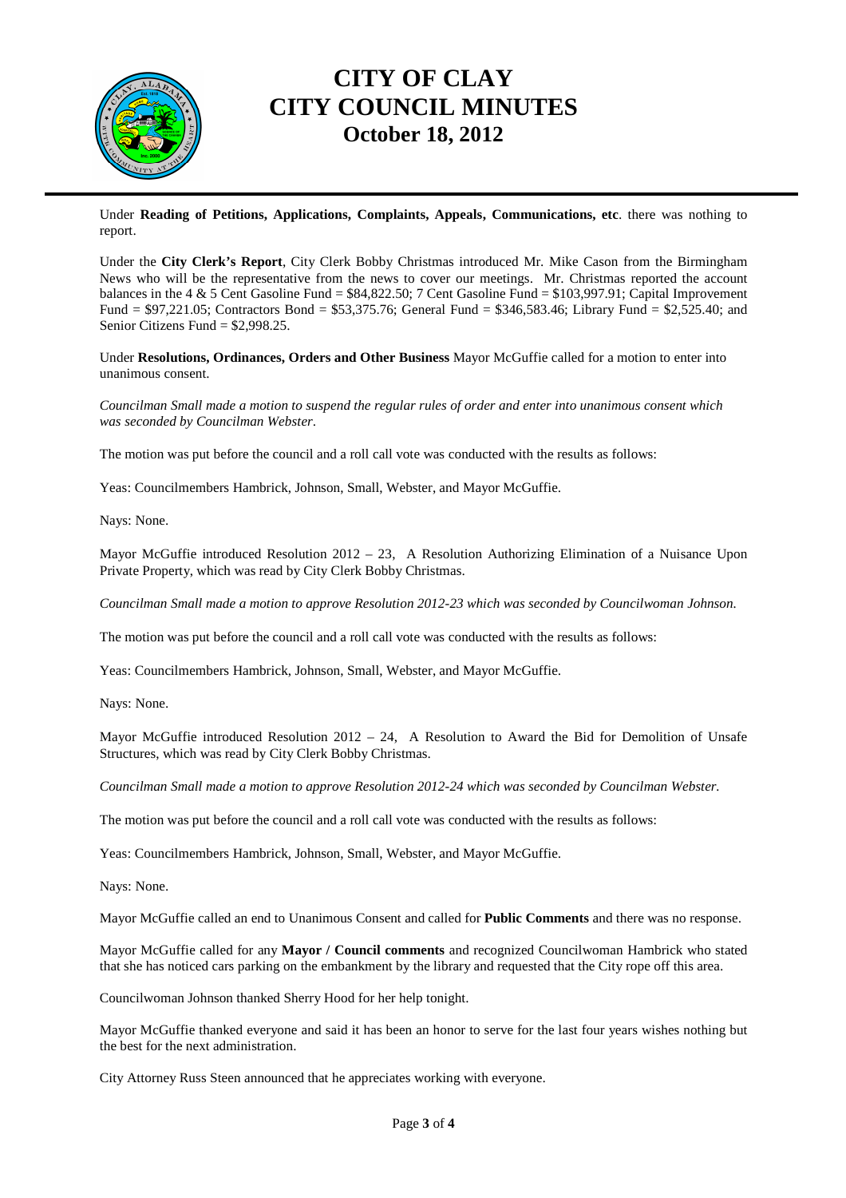# CITY OF CLAY
# CITY COUNCIL MINUTES
## October 18, 2012

Under **Reading of Petitions, Applications, Complaints, Appeals, Communications, etc**. there was nothing to report.

Under the **City Clerk's Report**, City Clerk Bobby Christmas introduced Mr. Mike Cason from the Birmingham News who will be the representative from the news to cover our meetings. Mr. Christmas reported the account balances in the 4 & 5 Cent Gasoline Fund = $84,822.50; 7 Cent Gasoline Fund = $103,997.91; Capital Improvement Fund = $97,221.05; Contractors Bond = $53,375.76; General Fund = $346,583.46; Library Fund = $2,525.40; and Senior Citizens Fund = $2,998.25.

Under **Resolutions, Ordinances, Orders and Other Business** Mayor McGuffie called for a motion to enter into unanimous consent.

*Councilman Small made a motion to suspend the regular rules of order and enter into unanimous consent which was seconded by Councilman Webster.*

The motion was put before the council and a roll call vote was conducted with the results as follows:

Yeas: Councilmembers Hambrick, Johnson, Small, Webster, and Mayor McGuffie.

Nays: None.

Mayor McGuffie introduced Resolution 2012 – 23, A Resolution Authorizing Elimination of a Nuisance Upon Private Property, which was read by City Clerk Bobby Christmas.

*Councilman Small made a motion to approve Resolution 2012-23 which was seconded by Councilwoman Johnson.*

The motion was put before the council and a roll call vote was conducted with the results as follows:

Yeas: Councilmembers Hambrick, Johnson, Small, Webster, and Mayor McGuffie.

Nays: None.

Mayor McGuffie introduced Resolution 2012 – 24, A Resolution to Award the Bid for Demolition of Unsafe Structures, which was read by City Clerk Bobby Christmas.

*Councilman Small made a motion to approve Resolution 2012-24 which was seconded by Councilman Webster.*

The motion was put before the council and a roll call vote was conducted with the results as follows:

Yeas: Councilmembers Hambrick, Johnson, Small, Webster, and Mayor McGuffie.

Nays: None.

Mayor McGuffie called an end to Unanimous Consent and called for **Public Comments** and there was no response.

Mayor McGuffie called for any **Mayor / Council comments** and recognized Councilwoman Hambrick who stated that she has noticed cars parking on the embankment by the library and requested that the City rope off this area.

Councilwoman Johnson thanked Sherry Hood for her help tonight.

Mayor McGuffie thanked everyone and said it has been an honor to serve for the last four years wishes nothing but the best for the next administration.

City Attorney Russ Steen announced that he appreciates working with everyone.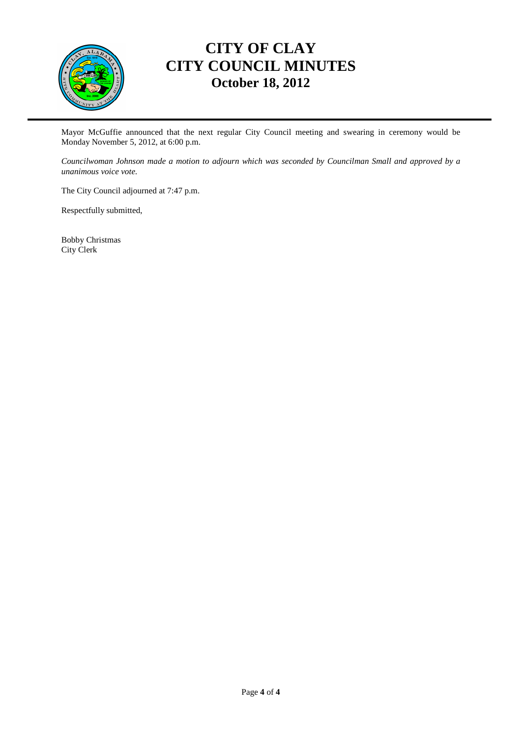# CITY OF CLAY
# CITY COUNCIL MINUTES
# October 18, 2012

Mayor McGuffie announced that the next regular City Council meeting and swearing in ceremony would be Monday November 5, 2012, at 6:00 p.m.

*Councilwoman Johnson made a motion to adjourn which was seconded by Councilman Small and approved by a unanimous voice vote.*

The City Council adjourned at 7:47 p.m.

Respectfully submitted,

Bobby Christmas
City Clerk